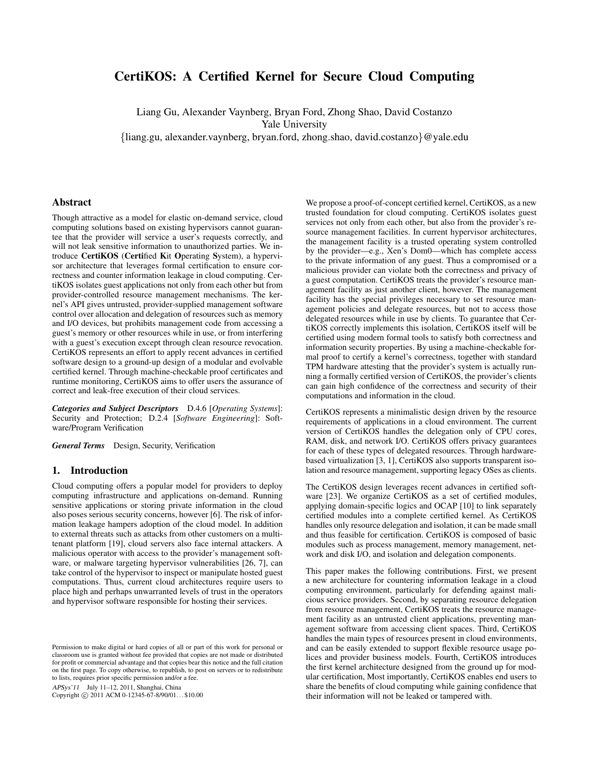# CertiKOS: A Certified Kernel for Secure Cloud Computing

Liang Gu, Alexander Vaynberg, Bryan Ford, Zhong Shao, David Costanzo
Yale University
{liang.gu, alexander.vaynberg, bryan.ford, zhong.shao, david.costanzo}@yale.edu

## Abstract

Though attractive as a model for elastic on-demand service, cloud computing solutions based on existing hypervisors cannot guarantee that the provider will service a user's requests correctly, and will not leak sensitive information to unauthorized parties. We introduce **CertiKOS** (**Certi**fied **K**it **O**perating **S**ystem), a hypervisor architecture that leverages formal certification to ensure correctness and counter information leakage in cloud computing. CertiKOS isolates guest applications not only from each other but from provider-controlled resource management mechanisms. The kernel's API gives untrusted, provider-supplied management software control over allocation and delegation of resources such as memory and I/O devices, but prohibits management code from accessing a guest's memory or other resources while in use, or from interfering with a guest's execution except through clean resource revocation. CertiKOS represents an effort to apply recent advances in certified software design to a ground-up design of a modular and evolvable certified kernel. Through machine-checkable proof certificates and runtime monitoring, CertiKOS aims to offer users the assurance of correct and leak-free execution of their cloud services.

***Categories and Subject Descriptors*** D.4.6 [*Operating Systems*]: Security and Protection; D.2.4 [*Software Engineering*]: Software/Program Verification

***General Terms*** Design, Security, Verification

## 1. Introduction

Cloud computing offers a popular model for providers to deploy computing infrastructure and applications on-demand. Running sensitive applications or storing private information in the cloud also poses serious security concerns, however [6]. The risk of information leakage hampers adoption of the cloud model. In addition to external threats such as attacks from other customers on a multi-tenant platform [19], cloud servers also face internal attackers. A malicious operator with access to the provider's management software, or malware targeting hypervisor vulnerabilities [26, 7], can take control of the hypervisor to inspect or manipulate hosted guest computations. Thus, current cloud architectures require users to place high and perhaps unwarranted levels of trust in the operators and hypervisor software responsible for hosting their services.

Permission to make digital or hard copies of all or part of this work for personal or classroom use is granted without fee provided that copies are not made or distributed for profit or commercial advantage and that copies bear this notice and the full citation on the first page. To copy otherwise, to republish, to post on servers or to redistribute to lists, requires prior specific permission and/or a fee.

*APSys'11* July 11–12, 2011, Shanghai, China
Copyright © 2011 ACM 0-12345-67-8/90/01...$10.00

We propose a proof-of-concept certified kernel, CertiKOS, as a new trusted foundation for cloud computing. CertiKOS isolates guest services not only from each other, but also from the provider's resource management facilities. In current hypervisor architectures, the management facility is a trusted operating system controlled by the provider—e.g., Xen's Dom0—which has complete access to the private information of any guest. Thus a compromised or a malicious provider can violate both the correctness and privacy of a guest computation. CertiKOS treats the provider's resource management facility as just another client, however. The management facility has the special privileges necessary to set resource management policies and delegate resources, but not to access those delegated resources while in use by clients. To guarantee that CertiKOS correctly implements this isolation, CertiKOS itself will be certified using modern formal tools to satisfy both correctness and information security properties. By using a machine-checkable formal proof to certify a kernel's correctness, together with standard TPM hardware attesting that the provider's system is actually running a formally certified version of CertiKOS, the provider's clients can gain high confidence of the correctness and security of their computations and information in the cloud.

CertiKOS represents a minimalistic design driven by the resource requirements of applications in a cloud environment. The current version of CertiKOS handles the delegation only of CPU cores, RAM, disk, and network I/O. CertiKOS offers privacy guarantees for each of these types of delegated resources. Through hardware-based virtualization [3, 1], CertiKOS also supports transparent isolation and resource management, supporting legacy OSes as clients.

The CertiKOS design leverages recent advances in certified software [23]. We organize CertiKOS as a set of certified modules, applying domain-specific logics and OCAP [10] to link separately certified modules into a complete certified kernel. As CertiKOS handles only resource delegation and isolation, it can be made small and thus feasible for certification. CertiKOS is composed of basic modules such as process management, memory management, network and disk I/O, and isolation and delegation components.

This paper makes the following contributions. First, we present a new architecture for countering information leakage in a cloud computing environment, particularly for defending against malicious service providers. Second, by separating resource delegation from resource management, CertiKOS treats the resource management facility as an untrusted client applications, preventing management software from accessing client spaces. Third, CertiKOS handles the main types of resources present in cloud environments, and can be easily extended to support flexible resource usage polices and provider business models. Fourth, CertiKOS introduces the first kernel architecture designed from the ground up for modular certification, Most importantly, CertiKOS enables end users to share the benefits of cloud computing while gaining confidence that their information will not be leaked or tampered with.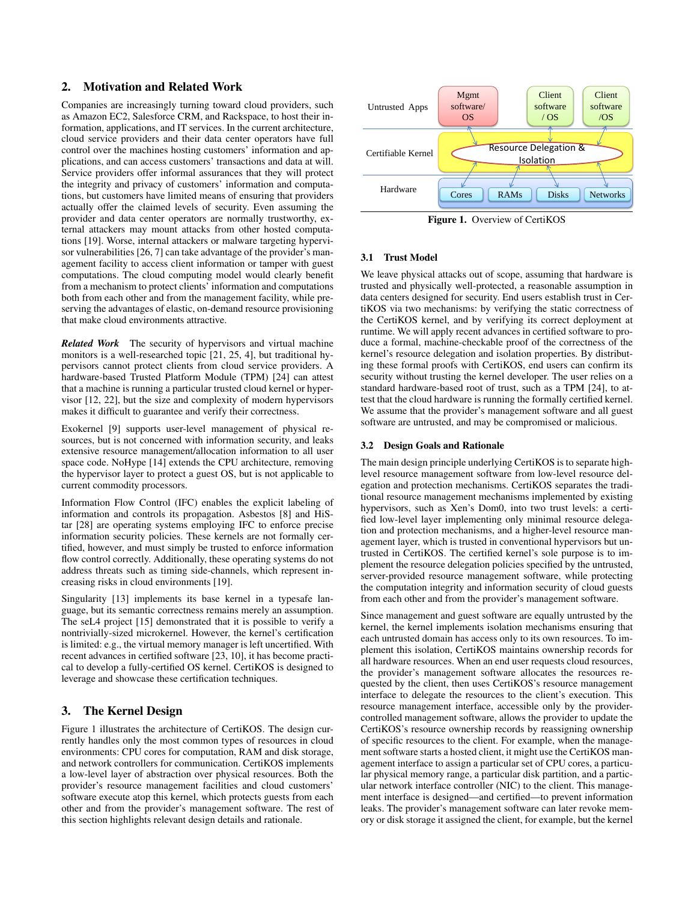## 2. Motivation and Related Work

Companies are increasingly turning toward cloud providers, such as Amazon EC2, Salesforce CRM, and Rackspace, to host their information, applications, and IT services. In the current architecture, cloud service providers and their data center operators have full control over the machines hosting customers' information and applications, and can access customers' transactions and data at will. Service providers offer informal assurances that they will protect the integrity and privacy of customers' information and computations, but customers have limited means of ensuring that providers actually offer the claimed levels of security. Even assuming the provider and data center operators are normally trustworthy, external attackers may mount attacks from other hosted computations [19]. Worse, internal attackers or malware targeting hypervisor vulnerabilities [26, 7] can take advantage of the provider's management facility to access client information or tamper with guest computations. The cloud computing model would clearly benefit from a mechanism to protect clients' information and computations both from each other and from the management facility, while preserving the advantages of elastic, on-demand resource provisioning that make cloud environments attractive.

***Related Work*** The security of hypervisors and virtual machine monitors is a well-researched topic [21, 25, 4], but traditional hypervisors cannot protect clients from cloud service providers. A hardware-based Trusted Platform Module (TPM) [24] can attest that a machine is running a particular trusted cloud kernel or hypervisor [12, 22], but the size and complexity of modern hypervisors makes it difficult to guarantee and verify their correctness.

Exokernel [9] supports user-level management of physical resources, but is not concerned with information security, and leaks extensive resource management/allocation information to all user space code. NoHype [14] extends the CPU architecture, removing the hypervisor layer to protect a guest OS, but is not applicable to current commodity processors.

Information Flow Control (IFC) enables the explicit labeling of information and controls its propagation. Asbestos [8] and HiStar [28] are operating systems employing IFC to enforce precise information security policies. These kernels are not formally certified, however, and must simply be trusted to enforce information flow control correctly. Additionally, these operating systems do not address threats such as timing side-channels, which represent increasing risks in cloud environments [19].

Singularity [13] implements its base kernel in a typesafe language, but its semantic correctness remains merely an assumption. The seL4 project [15] demonstrated that it is possible to verify a nontrivially-sized microkernel. However, the kernel's certification is limited: e.g., the virtual memory manager is left uncertified. With recent advances in certified software [23, 10], it has become practical to develop a fully-certified OS kernel. CertiKOS is designed to leverage and showcase these certification techniques.

## 3. The Kernel Design

Figure 1 illustrates the architecture of CertiKOS. The design currently handles only the most common types of resources in cloud environments: CPU cores for computation, RAM and disk storage, and network controllers for communication. CertiKOS implements a low-level layer of abstraction over physical resources. Both the provider's resource management facilities and cloud customers' software execute atop this kernel, which protects guests from each other and from the provider's management software. The rest of this section highlights relevant design details and rationale.

| Untrusted Apps | Mgmt software/ OS | Client software / OS | Client software /OS |
|---|---|---|---|
| Certifiable Kernel | Resource Delegation & Isolation | | |
| Hardware | Cores, RAMs, Disks, Networks | | |

**Figure 1.** Overview of CertiKOS

### 3.1 Trust Model

We leave physical attacks out of scope, assuming that hardware is trusted and physically well-protected, a reasonable assumption in data centers designed for security. End users establish trust in CertiKOS via two mechanisms: by verifying the static correctness of the CertiKOS kernel, and by verifying its correct deployment at runtime. We will apply recent advances in certified software to produce a formal, machine-checkable proof of the correctness of the kernel's resource delegation and isolation properties. By distributing these formal proofs with CertiKOS, end users can confirm its security without trusting the kernel developer. The user relies on a standard hardware-based root of trust, such as a TPM [24], to attest that the cloud hardware is running the formally certified kernel. We assume that the provider's management software and all guest software are untrusted, and may be compromised or malicious.

### 3.2 Design Goals and Rationale

The main design principle underlying CertiKOS is to separate high-level resource management software from low-level resource delegation and protection mechanisms. CertiKOS separates the traditional resource management mechanisms implemented by existing hypervisors, such as Xen's Dom0, into two trust levels: a certified low-level layer implementing only minimal resource delegation and protection mechanisms, and a higher-level resource management layer, which is trusted in conventional hypervisors but untrusted in CertiKOS. The certified kernel's sole purpose is to implement the resource delegation policies specified by the untrusted, server-provided resource management software, while protecting the computation integrity and information security of cloud guests from each other and from the provider's management software.

Since management and guest software are equally untrusted by the kernel, the kernel implements isolation mechanisms ensuring that each untrusted domain has access only to its own resources. To implement this isolation, CertiKOS maintains ownership records for all hardware resources. When an end user requests cloud resources, the provider's management software allocates the resources requested by the client, then uses CertiKOS's resource management interface to delegate the resources to the client's execution. This resource management interface, accessible only by the provider-controlled management software, allows the provider to update the CertiKOS's resource ownership records by reassigning ownership of specific resources to the client. For example, when the management software starts a hosted client, it might use the CertiKOS management interface to assign a particular set of CPU cores, a particular physical memory range, a particular disk partition, and a particular network interface controller (NIC) to the client. This management interface is designed—and certified—to prevent information leaks. The provider's management software can later revoke memory or disk storage it assigned the client, for example, but the kernel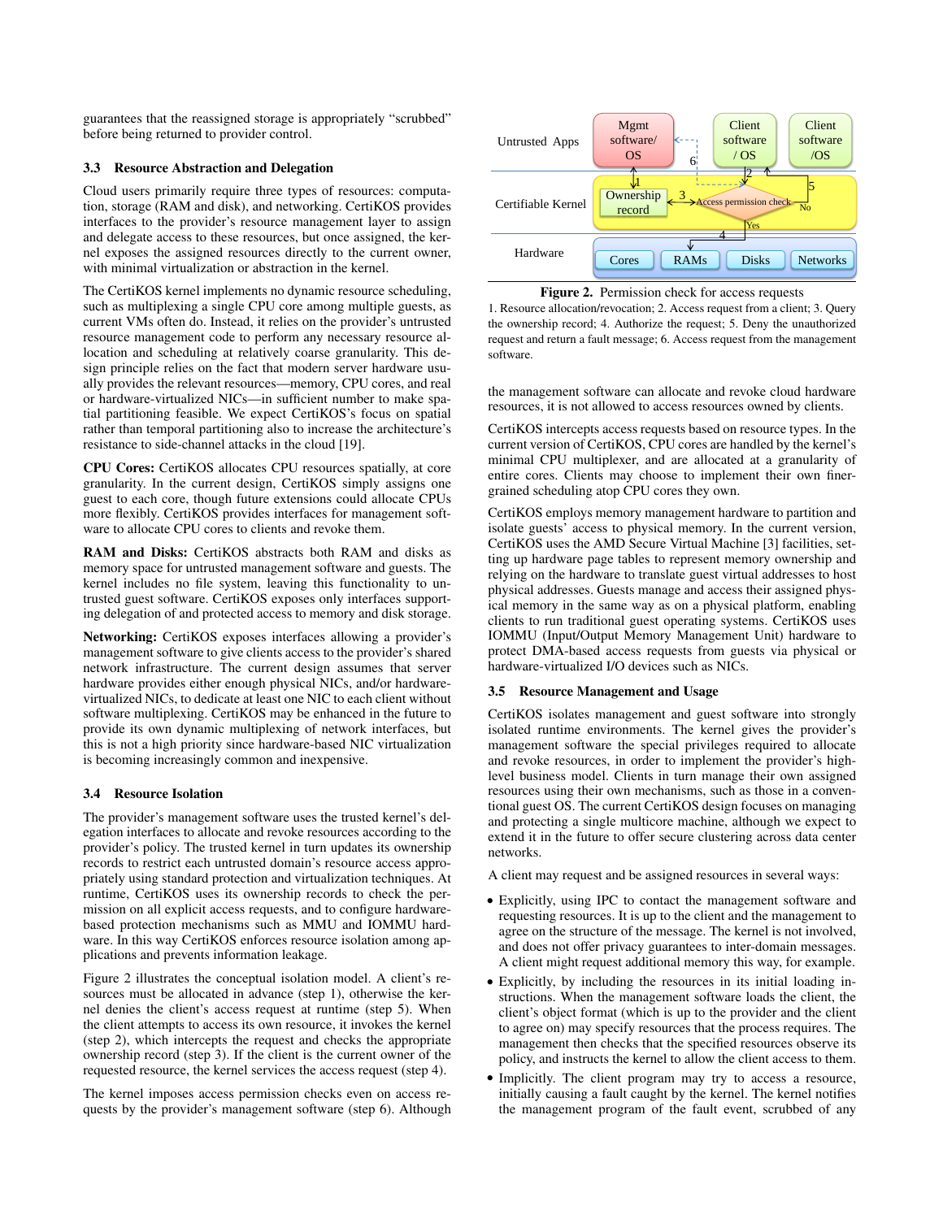guarantees that the reassigned storage is appropriately "scrubbed" before being returned to provider control.

### 3.3 Resource Abstraction and Delegation

Cloud users primarily require three types of resources: computation, storage (RAM and disk), and networking. CertiKOS provides interfaces to the provider's resource management layer to assign and delegate access to these resources, but once assigned, the kernel exposes the assigned resources directly to the current owner, with minimal virtualization or abstraction in the kernel.

The CertiKOS kernel implements no dynamic resource scheduling, such as multiplexing a single CPU core among multiple guests, as current VMs often do. Instead, it relies on the provider's untrusted resource management code to perform any necessary resource allocation and scheduling at relatively coarse granularity. This design principle relies on the fact that modern server hardware usually provides the relevant resources—memory, CPU cores, and real or hardware-virtualized NICs—in sufficient number to make spatial partitioning feasible. We expect CertiKOS's focus on spatial rather than temporal partitioning also to increase the architecture's resistance to side-channel attacks in the cloud [19].

**CPU Cores:** CertiKOS allocates CPU resources spatially, at core granularity. In the current design, CertiKOS simply assigns one guest to each core, though future extensions could allocate CPUs more flexibly. CertiKOS provides interfaces for management software to allocate CPU cores to clients and revoke them.

**RAM and Disks:** CertiKOS abstracts both RAM and disks as memory space for untrusted management software and guests. The kernel includes no file system, leaving this functionality to untrusted guest software. CertiKOS exposes only interfaces supporting delegation of and protected access to memory and disk storage.

**Networking:** CertiKOS exposes interfaces allowing a provider's management software to give clients access to the provider's shared network infrastructure. The current design assumes that server hardware provides either enough physical NICs, and/or hardware-virtualized NICs, to dedicate at least one NIC to each client without software multiplexing. CertiKOS may be enhanced in the future to provide its own dynamic multiplexing of network interfaces, but this is not a high priority since hardware-based NIC virtualization is becoming increasingly common and inexpensive.

### 3.4 Resource Isolation

The provider's management software uses the trusted kernel's delegation interfaces to allocate and revoke resources according to the provider's policy. The trusted kernel in turn updates its ownership records to restrict each untrusted domain's resource access appropriately using standard protection and virtualization techniques. At runtime, CertiKOS uses its ownership records to check the permission on all explicit access requests, and to configure hardware-based protection mechanisms such as MMU and IOMMU hardware. In this way CertiKOS enforces resource isolation among applications and prevents information leakage.

Figure 2 illustrates the conceptual isolation model. A client's resources must be allocated in advance (step 1), otherwise the kernel denies the client's access request at runtime (step 5). When the client attempts to access its own resource, it invokes the kernel (step 2), which intercepts the request and checks the appropriate ownership record (step 3). If the client is the current owner of the requested resource, the kernel services the access request (step 4).

The kernel imposes access permission checks even on access requests by the provider's management software (step 6). Although

Untrusted Apps
Mgmt software/ OS
Client software / OS
Client software /OS
Certifiable Kernel
Ownership record
Access permission check
Yes
No
Hardware
Cores
RAMs
Disks
Networks
1
2
3
4
5
6

**Figure 2.** Permission check for access requests
1. Resource allocation/revocation; 2. Access request from a client; 3. Query the ownership record; 4. Authorize the request; 5. Deny the unauthorized request and return a fault message; 6. Access request from the management software.

the management software can allocate and revoke cloud hardware resources, it is not allowed to access resources owned by clients.

CertiKOS intercepts access requests based on resource types. In the current version of CertiKOS, CPU cores are handled by the kernel's minimal CPU multiplexer, and are allocated at a granularity of entire cores. Clients may choose to implement their own finer-grained scheduling atop CPU cores they own.

CertiKOS employs memory management hardware to partition and isolate guests' access to physical memory. In the current version, CertiKOS uses the AMD Secure Virtual Machine [3] facilities, setting up hardware page tables to represent memory ownership and relying on the hardware to translate guest virtual addresses to host physical addresses. Guests manage and access their assigned physical memory in the same way as on a physical platform, enabling clients to run traditional guest operating systems. CertiKOS uses IOMMU (Input/Output Memory Management Unit) hardware to protect DMA-based access requests from guests via physical or hardware-virtualized I/O devices such as NICs.

### 3.5 Resource Management and Usage

CertiKOS isolates management and guest software into strongly isolated runtime environments. The kernel gives the provider's management software the special privileges required to allocate and revoke resources, in order to implement the provider's high-level business model. Clients in turn manage their own assigned resources using their own mechanisms, such as those in a conventional guest OS. The current CertiKOS design focuses on managing and protecting a single multicore machine, although we expect to extend it in the future to offer secure clustering across data center networks.

A client may request and be assigned resources in several ways:

- Explicitly, using IPC to contact the management software and requesting resources. It is up to the client and the management to agree on the structure of the message. The kernel is not involved, and does not offer privacy guarantees to inter-domain messages. A client might request additional memory this way, for example.
- Explicitly, by including the resources in its initial loading instructions. When the management software loads the client, the client's object format (which is up to the provider and the client to agree on) may specify resources that the process requires. The management then checks that the specified resources observe its policy, and instructs the kernel to allow the client access to them.
- Implicitly. The client program may try to access a resource, initially causing a fault caught by the kernel. The kernel notifies the management program of the fault event, scrubbed of any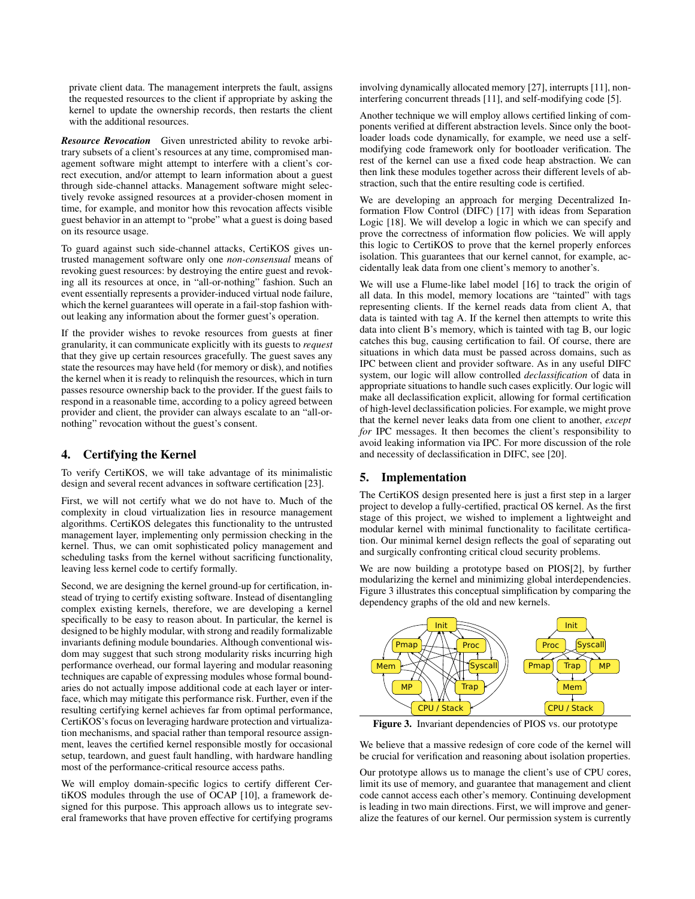private client data. The management interprets the fault, assigns the requested resources to the client if appropriate by asking the kernel to update the ownership records, then restarts the client with the additional resources.

***Resource Revocation*** Given unrestricted ability to revoke arbitrary subsets of a client's resources at any time, compromised management software might attempt to interfere with a client's correct execution, and/or attempt to learn information about a guest through side-channel attacks. Management software might selectively revoke assigned resources at a provider-chosen moment in time, for example, and monitor how this revocation affects visible guest behavior in an attempt to "probe" what a guest is doing based on its resource usage.

To guard against such side-channel attacks, CertiKOS gives untrusted management software only one *non-consensual* means of revoking guest resources: by destroying the entire guest and revoking all its resources at once, in "all-or-nothing" fashion. Such an event essentially represents a provider-induced virtual node failure, which the kernel guarantees will operate in a fail-stop fashion without leaking any information about the former guest's operation.

If the provider wishes to revoke resources from guests at finer granularity, it can communicate explicitly with its guests to *request* that they give up certain resources gracefully. The guest saves any state the resources may have held (for memory or disk), and notifies the kernel when it is ready to relinquish the resources, which in turn passes resource ownership back to the provider. If the guest fails to respond in a reasonable time, according to a policy agreed between provider and client, the provider can always escalate to an "all-or-nothing" revocation without the guest's consent.

## 4. Certifying the Kernel

To verify CertiKOS, we will take advantage of its minimalistic design and several recent advances in software certification [23].

First, we will not certify what we do not have to. Much of the complexity in cloud virtualization lies in resource management algorithms. CertiKOS delegates this functionality to the untrusted management layer, implementing only permission checking in the kernel. Thus, we can omit sophisticated policy management and scheduling tasks from the kernel without sacrificing functionality, leaving less kernel code to certify formally.

Second, we are designing the kernel ground-up for certification, instead of trying to certify existing software. Instead of disentangling complex existing kernels, therefore, we are developing a kernel specifically to be easy to reason about. In particular, the kernel is designed to be highly modular, with strong and readily formalizable invariants defining module boundaries. Although conventional wisdom may suggest that such strong modularity risks incurring high performance overhead, our formal layering and modular reasoning techniques are capable of expressing modules whose formal boundaries do not actually impose additional code at each layer or interface, which may mitigate this performance risk. Further, even if the resulting certifying kernel achieves far from optimal performance, CertiKOS's focus on leveraging hardware protection and virtualization mechanisms, and spacial rather than temporal resource assignment, leaves the certified kernel responsible mostly for occasional setup, teardown, and guest fault handling, with hardware handling most of the performance-critical resource access paths.

We will employ domain-specific logics to certify different CertiKOS modules through the use of OCAP [10], a framework designed for this purpose. This approach allows us to integrate several frameworks that have proven effective for certifying programs involving dynamically allocated memory [27], interrupts [11], non-interfering concurrent threads [11], and self-modifying code [5].

Another technique we will employ allows certified linking of components verified at different abstraction levels. Since only the bootloader loads code dynamically, for example, we need use a self-modifying code framework only for bootloader verification. The rest of the kernel can use a fixed code heap abstraction. We can then link these modules together across their different levels of abstraction, such that the entire resulting code is certified.

We are developing an approach for merging Decentralized Information Flow Control (DIFC) [17] with ideas from Separation Logic [18]. We will develop a logic in which we can specify and prove the correctness of information flow policies. We will apply this logic to CertiKOS to prove that the kernel properly enforces isolation. This guarantees that our kernel cannot, for example, accidentally leak data from one client's memory to another's.

We will use a Flume-like label model [16] to track the origin of all data. In this model, memory locations are "tainted" with tags representing clients. If the kernel reads data from client A, that data is tainted with tag A. If the kernel then attempts to write this data into client B's memory, which is tainted with tag B, our logic catches this bug, causing certification to fail. Of course, there are situations in which data must be passed across domains, such as IPC between client and provider software. As in any useful DIFC system, our logic will allow controlled *declassification* of data in appropriate situations to handle such cases explicitly. Our logic will make all declassification explicit, allowing for formal certification of high-level declassification policies. For example, we might prove that the kernel never leaks data from one client to another, *except for* IPC messages. It then becomes the client's responsibility to avoid leaking information via IPC. For more discussion of the role and necessity of declassification in DIFC, see [20].

## 5. Implementation

The CertiKOS design presented here is just a first step in a larger project to develop a fully-certified, practical OS kernel. As the first stage of this project, we wished to implement a lightweight and modular kernel with minimal functionality to facilitate certification. Our minimal kernel design reflects the goal of separating out and surgically confronting critical cloud security problems.

We are now building a prototype based on PIOS[2], by further modularizing the kernel and minimizing global interdependencies. Figure 3 illustrates this conceptual simplification by comparing the dependency graphs of the old and new kernels.

**Figure 3.** Invariant dependencies of PIOS vs. our prototype

We believe that a massive redesign of core code of the kernel will be crucial for verification and reasoning about isolation properties.

Our prototype allows us to manage the client's use of CPU cores, limit its use of memory, and guarantee that management and client code cannot access each other's memory. Continuing development is leading in two main directions. First, we will improve and generalize the features of our kernel. Our permission system is currently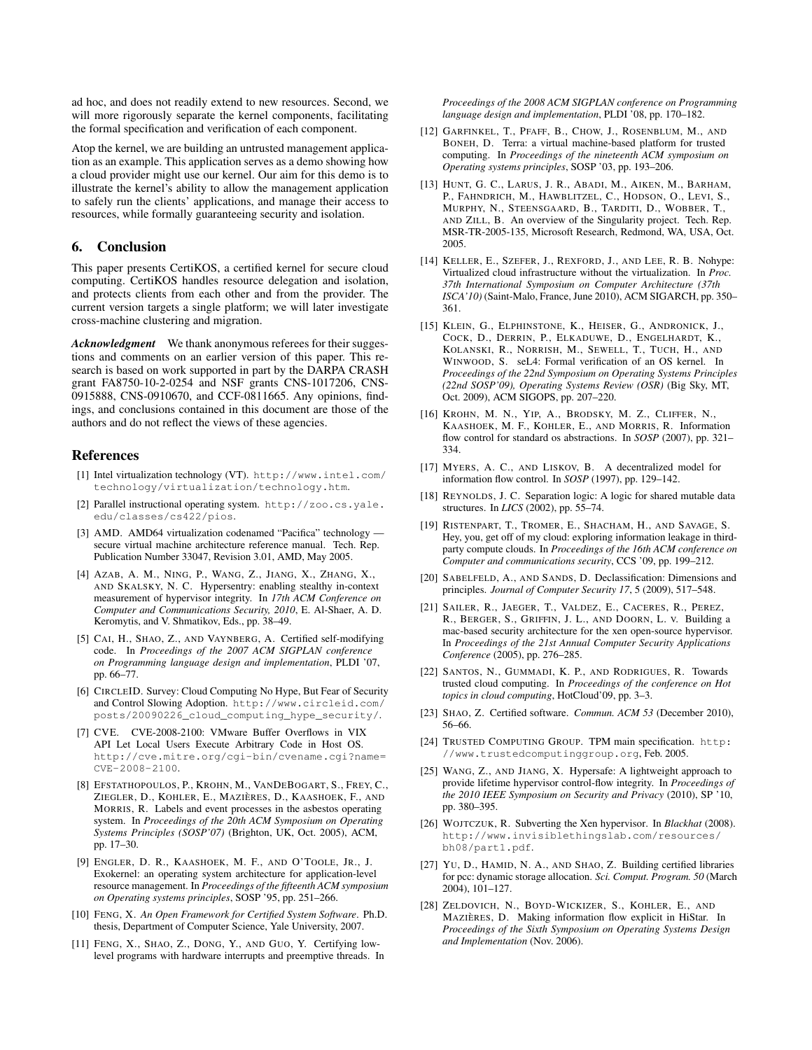ad hoc, and does not readily extend to new resources. Second, we will more rigorously separate the kernel components, facilitating the formal specification and verification of each component.

Atop the kernel, we are building an untrusted management application as an example. This application serves as a demo showing how a cloud provider might use our kernel. Our aim for this demo is to illustrate the kernel's ability to allow the management application to safely run the clients' applications, and manage their access to resources, while formally guaranteeing security and isolation.

## 6. Conclusion

This paper presents CertiKOS, a certified kernel for secure cloud computing. CertiKOS handles resource delegation and isolation, and protects clients from each other and from the provider. The current version targets a single platform; we will later investigate cross-machine clustering and migration.

***Acknowledgment*** We thank anonymous referees for their suggestions and comments on an earlier version of this paper. This research is based on work supported in part by the DARPA CRASH grant FA8750-10-2-0254 and NSF grants CNS-1017206, CNS-0915888, CNS-0910670, and CCF-0811665. Any opinions, findings, and conclusions contained in this document are those of the authors and do not reflect the views of these agencies.

## References

[1] Intel virtualization technology (VT). http://www.intel.com/technology/virtualization/technology.htm.

[2] Parallel instructional operating system. http://zoo.cs.yale.edu/classes/cs422/pios.

[3] AMD. AMD64 virtualization codenamed "Pacifica" technology — secure virtual machine architecture reference manual. Tech. Rep. Publication Number 33047, Revision 3.01, AMD, May 2005.

[4] Azab, A. M., Ning, P., Wang, Z., Jiang, X., Zhang, X., and Skalsky, N. C. Hypersentry: enabling stealthy in-context measurement of hypervisor integrity. In *17th ACM Conference on Computer and Communications Security, 2010*, E. Al-Shaer, A. D. Keromytis, and V. Shmatikov, Eds., pp. 38–49.

[5] Cai, H., Shao, Z., and Vaynberg, A. Certified self-modifying code. In *Proceedings of the 2007 ACM SIGPLAN conference on Programming language design and implementation*, PLDI '07, pp. 66–77.

[6] CircleID. Survey: Cloud Computing No Hype, But Fear of Security and Control Slowing Adoption. http://www.circleid.com/posts/20090226_cloud_computing_hype_security/.

[7] CVE. CVE-2008-2100: VMware Buffer Overflows in VIX API Let Local Users Execute Arbitrary Code in Host OS. http://cve.mitre.org/cgi-bin/cvename.cgi?name=CVE-2008-2100.

[8] Efstathopoulos, P., Krohn, M., VanDeBogart, S., Frey, C., Ziegler, D., Kohler, E., Mazières, D., Kaashoek, F., and Morris, R. Labels and event processes in the asbestos operating system. In *Proceedings of the 20th ACM Symposium on Operating Systems Principles (SOSP'07)* (Brighton, UK, Oct. 2005), ACM, pp. 17–30.

[9] Engler, D. R., Kaashoek, M. F., and O'Toole, Jr., J. Exokernel: an operating system architecture for application-level resource management. In *Proceedings of the fifteenth ACM symposium on Operating systems principles*, SOSP '95, pp. 251–266.

[10] Feng, X. *An Open Framework for Certified System Software*. Ph.D. thesis, Department of Computer Science, Yale University, 2007.

[11] Feng, X., Shao, Z., Dong, Y., and Guo, Y. Certifying low-level programs with hardware interrupts and preemptive threads. In *Proceedings of the 2008 ACM SIGPLAN conference on Programming language design and implementation*, PLDI '08, pp. 170–182.

[12] Garfinkel, T., Pfaff, B., Chow, J., Rosenblum, M., and Boneh, D. Terra: a virtual machine-based platform for trusted computing. In *Proceedings of the nineteenth ACM symposium on Operating systems principles*, SOSP '03, pp. 193–206.

[13] Hunt, G. C., Larus, J. R., Abadi, M., Aiken, M., Barham, P., Fahndrich, M., Hawblitzel, C., Hodson, O., Levi, S., Murphy, N., Steensgaard, B., Tarditi, D., Wobber, T., and Zill, B. An overview of the Singularity project. Tech. Rep. MSR-TR-2005-135, Microsoft Research, Redmond, WA, USA, Oct. 2005.

[14] Keller, E., Szefer, J., Rexford, J., and Lee, R. B. Nohype: Virtualized cloud infrastructure without the virtualization. In *Proc. 37th International Symposium on Computer Architecture (37th ISCA'10)* (Saint-Malo, France, June 2010), ACM SIGARCH, pp. 350–361.

[15] Klein, G., Elphinstone, K., Heiser, G., Andronick, J., Cock, D., Derrin, P., Elkaduwe, D., Engelhardt, K., Kolanski, R., Norrish, M., Sewell, T., Tuch, H., and Winwood, S. seL4: Formal verification of an OS kernel. In *Proceedings of the 22nd Symposium on Operating Systems Principles (22nd SOSP'09), Operating Systems Review (OSR)* (Big Sky, MT, Oct. 2009), ACM SIGOPS, pp. 207–220.

[16] Krohn, M. N., Yip, A., Brodsky, M. Z., Cliffer, N., Kaashoek, M. F., Kohler, E., and Morris, R. Information flow control for standard os abstractions. In *SOSP* (2007), pp. 321–334.

[17] Myers, A. C., and Liskov, B. A decentralized model for information flow control. In *SOSP* (1997), pp. 129–142.

[18] Reynolds, J. C. Separation logic: A logic for shared mutable data structures. In *LICS* (2002), pp. 55–74.

[19] Ristenpart, T., Tromer, E., Shacham, H., and Savage, S. Hey, you, get off of my cloud: exploring information leakage in third-party compute clouds. In *Proceedings of the 16th ACM conference on Computer and communications security*, CCS '09, pp. 199–212.

[20] Sabelfeld, A., and Sands, D. Declassification: Dimensions and principles. *Journal of Computer Security 17*, 5 (2009), 517–548.

[21] Sailer, R., Jaeger, T., Valdez, E., Caceres, R., Perez, R., Berger, S., Griffin, J. L., and Doorn, L. v. Building a mac-based security architecture for the xen open-source hypervisor. In *Proceedings of the 21st Annual Computer Security Applications Conference* (2005), pp. 276–285.

[22] Santos, N., Gummadi, K. P., and Rodrigues, R. Towards trusted cloud computing. In *Proceedings of the conference on Hot topics in cloud computing*, HotCloud'09, pp. 3–3.

[23] Shao, Z. Certified software. *Commun. ACM 53* (December 2010), 56–66.

[24] Trusted Computing Group. TPM main specification. http://www.trustedcomputinggroup.org, Feb. 2005.

[25] Wang, Z., and Jiang, X. Hypersafe: A lightweight approach to provide lifetime hypervisor control-flow integrity. In *Proceedings of the 2010 IEEE Symposium on Security and Privacy* (2010), SP '10, pp. 380–395.

[26] Wojtczuk, R. Subverting the Xen hypervisor. In *Blackhat* (2008). http://www.invisiblethingslab.com/resources/bh08/part1.pdf.

[27] Yu, D., Hamid, N. A., and Shao, Z. Building certified libraries for pcc: dynamic storage allocation. *Sci. Comput. Program. 50* (March 2004), 101–127.

[28] Zeldovich, N., Boyd-Wickizer, S., Kohler, E., and Mazières, D. Making information flow explicit in HiStar. In *Proceedings of the Sixth Symposium on Operating Systems Design and Implementation* (Nov. 2006).